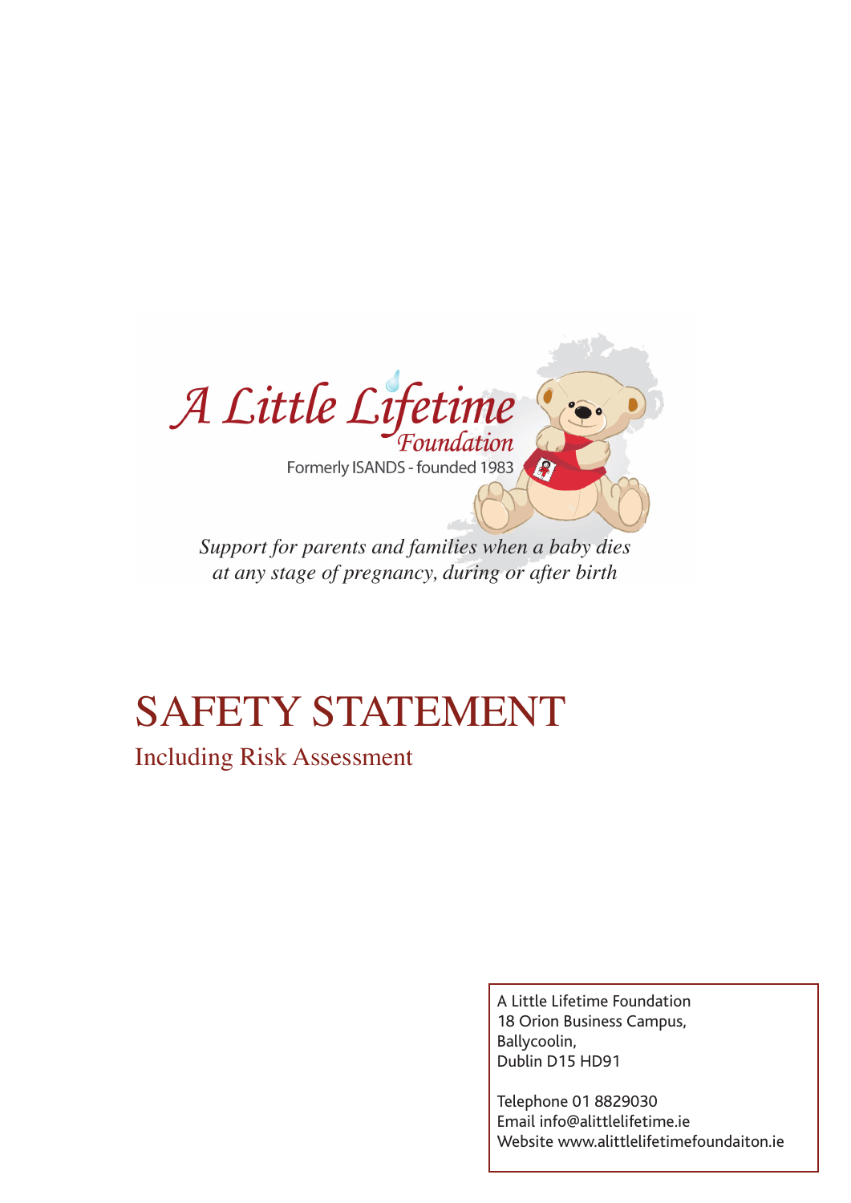A Little Lifetime Foundation

Formerly ISANDS - founded 1983

*Support for parents and families when a baby dies at any stage of pregnancy, during or after birth*

# SAFETY STATEMENT

## Including Risk Assessment

A Little Lifetime Foundation
18 Orion Business Campus,
Ballycoolin,
Dublin D15 HD91

Telephone 01 8829030
Email info@alittlelifetime.ie
Website www.alittlelifetimefoundaiton.ie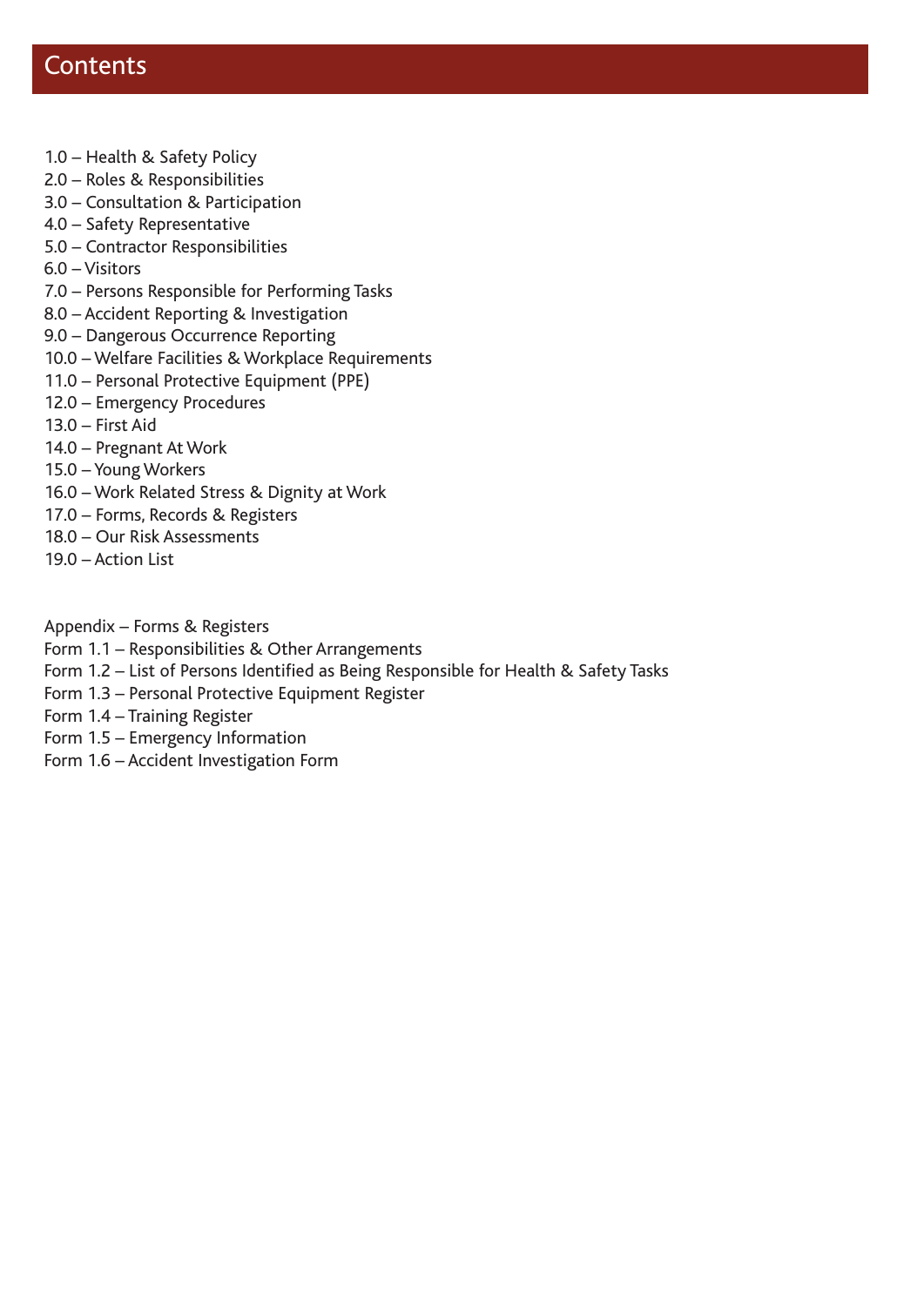# Contents

1.0 – Health & Safety Policy
2.0 – Roles & Responsibilities
3.0 – Consultation & Participation
4.0 – Safety Representative
5.0 – Contractor Responsibilities
6.0 – Visitors
7.0 – Persons Responsible for Performing Tasks
8.0 – Accident Reporting & Investigation
9.0 – Dangerous Occurrence Reporting
10.0 – Welfare Facilities & Workplace Requirements
11.0 – Personal Protective Equipment (PPE)
12.0 – Emergency Procedures
13.0 – First Aid
14.0 – Pregnant At Work
15.0 – Young Workers
16.0 – Work Related Stress & Dignity at Work
17.0 – Forms, Records & Registers
18.0 – Our Risk Assessments
19.0 – Action List

Appendix – Forms & Registers
Form 1.1 – Responsibilities & Other Arrangements
Form 1.2 – List of Persons Identified as Being Responsible for Health & Safety Tasks
Form 1.3 – Personal Protective Equipment Register
Form 1.4 – Training Register
Form 1.5 – Emergency Information
Form 1.6 – Accident Investigation Form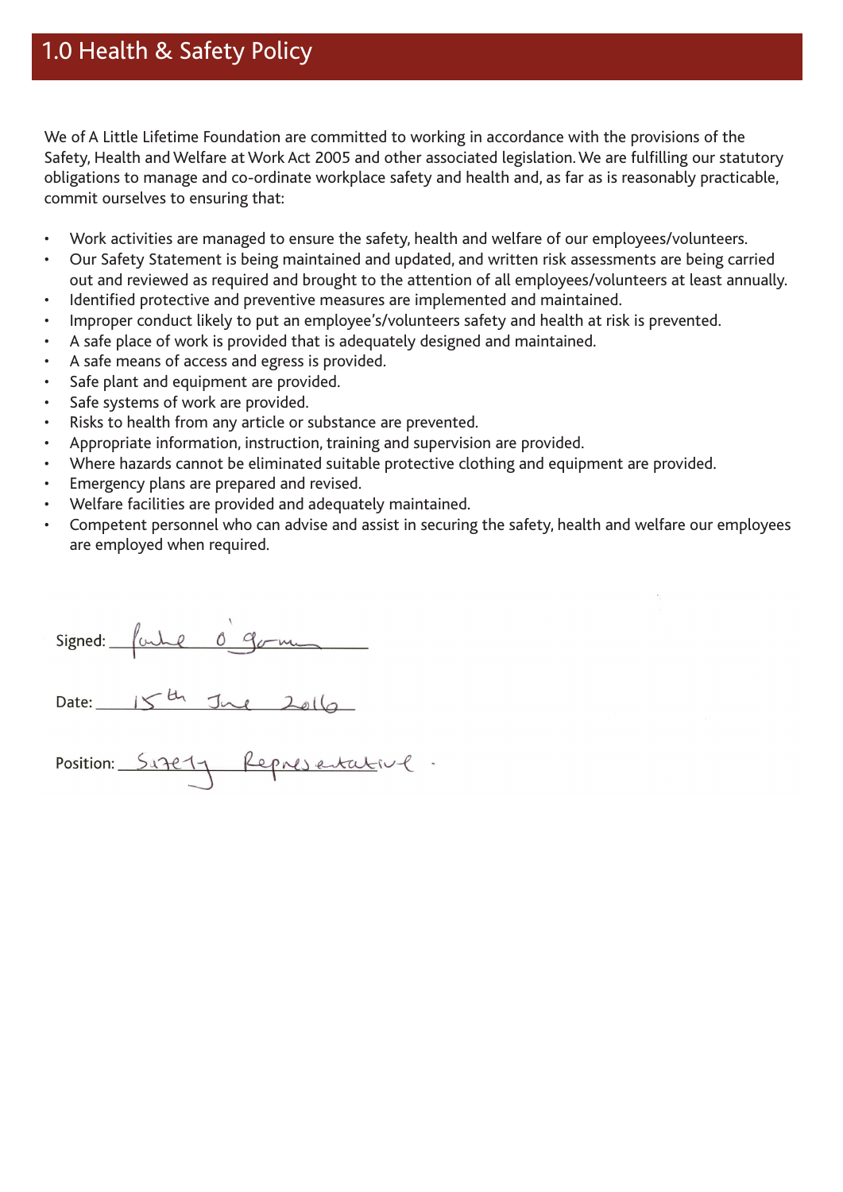# 1.0 Health & Safety Policy

We of A Little Lifetime Foundation are committed to working in accordance with the provisions of the Safety, Health and Welfare at Work Act 2005 and other associated legislation. We are fulfilling our statutory obligations to manage and co-ordinate workplace safety and health and, as far as is reasonably practicable, commit ourselves to ensuring that:

- Work activities are managed to ensure the safety, health and welfare of our employees/volunteers.
- Our Safety Statement is being maintained and updated, and written risk assessments are being carried out and reviewed as required and brought to the attention of all employees/volunteers at least annually.
- Identified protective and preventive measures are implemented and maintained.
- Improper conduct likely to put an employee's/volunteers safety and health at risk is prevented.
- A safe place of work is provided that is adequately designed and maintained.
- A safe means of access and egress is provided.
- Safe plant and equipment are provided.
- Safe systems of work are provided.
- Risks to health from any article or substance are prevented.
- Appropriate information, instruction, training and supervision are provided.
- Where hazards cannot be eliminated suitable protective clothing and equipment are provided.
- Emergency plans are prepared and revised.
- Welfare facilities are provided and adequately maintained.
- Competent personnel who can advise and assist in securing the safety, health and welfare our employees are employed when required.

Signed: Luke O'Gorman

Date: 15th June 2016

Position: Safety Representative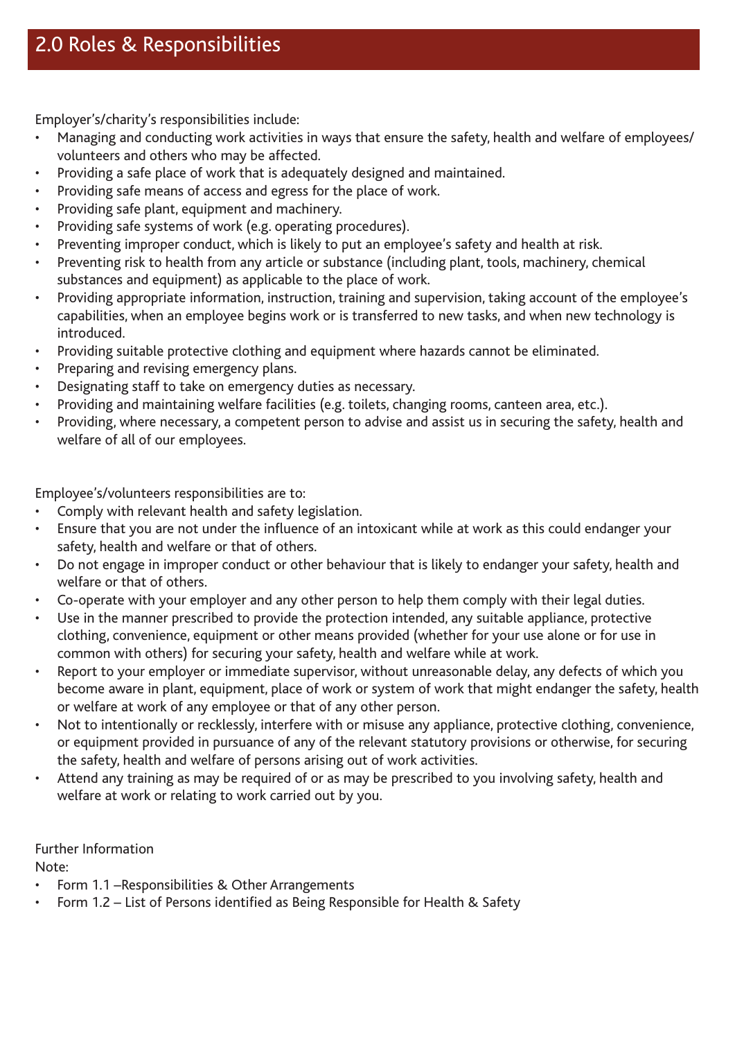## 2.0 Roles & Responsibilities

Employer's/charity's responsibilities include:

- Managing and conducting work activities in ways that ensure the safety, health and welfare of employees/ volunteers and others who may be affected.
- Providing a safe place of work that is adequately designed and maintained.
- Providing safe means of access and egress for the place of work.
- Providing safe plant, equipment and machinery.
- Providing safe systems of work (e.g. operating procedures).
- Preventing improper conduct, which is likely to put an employee's safety and health at risk.
- Preventing risk to health from any article or substance (including plant, tools, machinery, chemical substances and equipment) as applicable to the place of work.
- Providing appropriate information, instruction, training and supervision, taking account of the employee's capabilities, when an employee begins work or is transferred to new tasks, and when new technology is introduced.
- Providing suitable protective clothing and equipment where hazards cannot be eliminated.
- Preparing and revising emergency plans.
- Designating staff to take on emergency duties as necessary.
- Providing and maintaining welfare facilities (e.g. toilets, changing rooms, canteen area, etc.).
- Providing, where necessary, a competent person to advise and assist us in securing the safety, health and welfare of all of our employees.

Employee's/volunteers responsibilities are to:

- Comply with relevant health and safety legislation.
- Ensure that you are not under the influence of an intoxicant while at work as this could endanger your safety, health and welfare or that of others.
- Do not engage in improper conduct or other behaviour that is likely to endanger your safety, health and welfare or that of others.
- Co-operate with your employer and any other person to help them comply with their legal duties.
- Use in the manner prescribed to provide the protection intended, any suitable appliance, protective clothing, convenience, equipment or other means provided (whether for your use alone or for use in common with others) for securing your safety, health and welfare while at work.
- Report to your employer or immediate supervisor, without unreasonable delay, any defects of which you become aware in plant, equipment, place of work or system of work that might endanger the safety, health or welfare at work of any employee or that of any other person.
- Not to intentionally or recklessly, interfere with or misuse any appliance, protective clothing, convenience, or equipment provided in pursuance of any of the relevant statutory provisions or otherwise, for securing the safety, health and welfare of persons arising out of work activities.
- Attend any training as may be required of or as may be prescribed to you involving safety, health and welfare at work or relating to work carried out by you.

Further Information

Note:

- Form 1.1 –Responsibilities & Other Arrangements
- Form 1.2 – List of Persons identified as Being Responsible for Health & Safety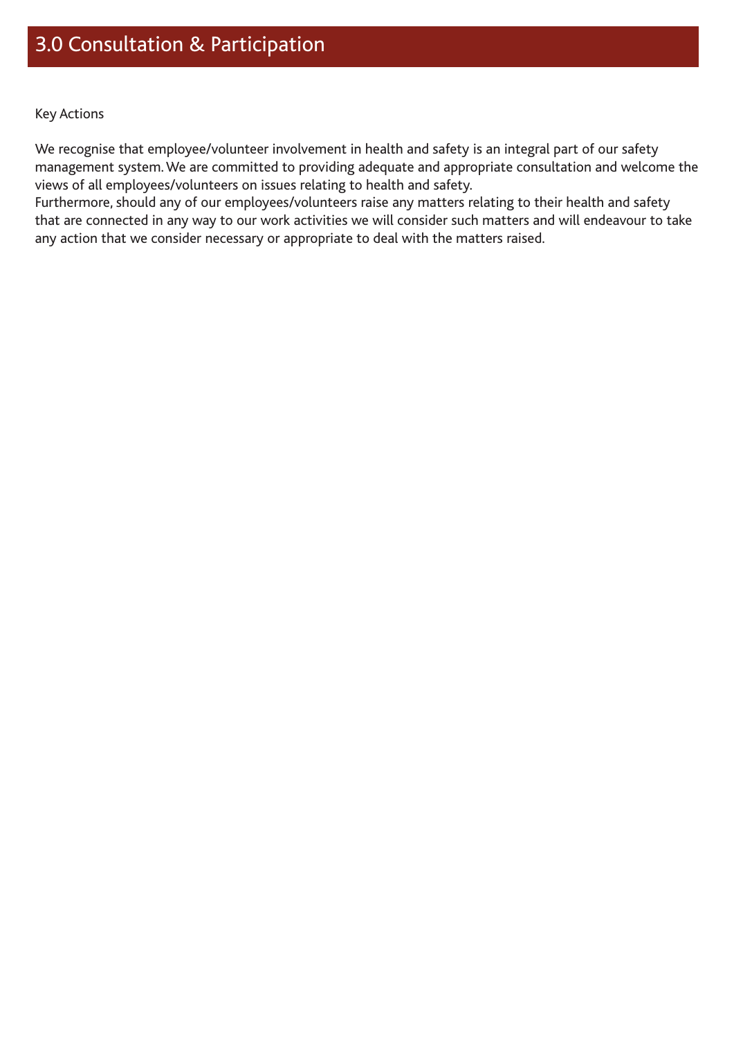# 3.0 Consultation & Participation

Key Actions

We recognise that employee/volunteer involvement in health and safety is an integral part of our safety management system. We are committed to providing adequate and appropriate consultation and welcome the views of all employees/volunteers on issues relating to health and safety.
Furthermore, should any of our employees/volunteers raise any matters relating to their health and safety that are connected in any way to our work activities we will consider such matters and will endeavour to take any action that we consider necessary or appropriate to deal with the matters raised.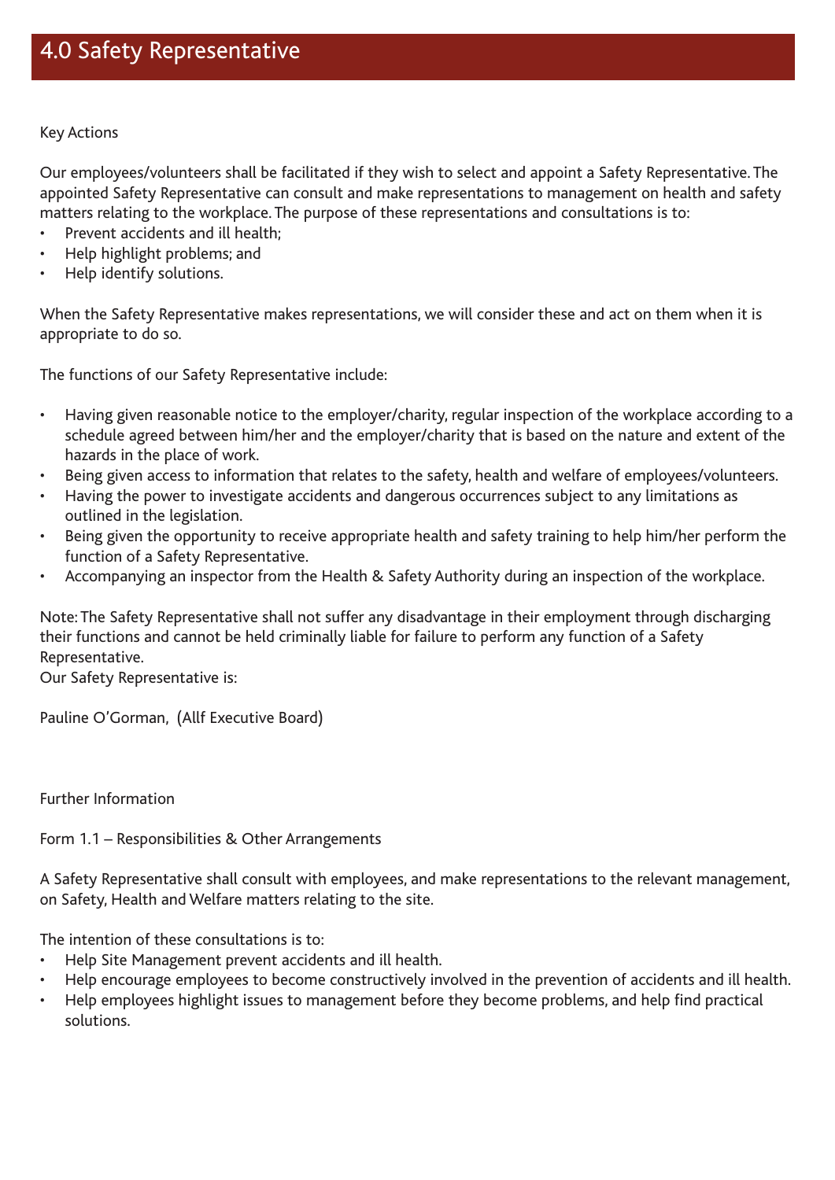# 4.0 Safety Representative

Key Actions

Our employees/volunteers shall be facilitated if they wish to select and appoint a Safety Representative. The appointed Safety Representative can consult and make representations to management on health and safety matters relating to the workplace. The purpose of these representations and consultations is to:

- Prevent accidents and ill health;
- Help highlight problems; and
- Help identify solutions.

When the Safety Representative makes representations, we will consider these and act on them when it is appropriate to do so.

The functions of our Safety Representative include:

- Having given reasonable notice to the employer/charity, regular inspection of the workplace according to a schedule agreed between him/her and the employer/charity that is based on the nature and extent of the hazards in the place of work.
- Being given access to information that relates to the safety, health and welfare of employees/volunteers.
- Having the power to investigate accidents and dangerous occurrences subject to any limitations as outlined in the legislation.
- Being given the opportunity to receive appropriate health and safety training to help him/her perform the function of a Safety Representative.
- Accompanying an inspector from the Health & Safety Authority during an inspection of the workplace.

Note: The Safety Representative shall not suffer any disadvantage in their employment through discharging their functions and cannot be held criminally liable for failure to perform any function of a Safety Representative.

Our Safety Representative is:

Pauline O'Gorman, (Allf Executive Board)

Further Information

Form 1.1 – Responsibilities & Other Arrangements

A Safety Representative shall consult with employees, and make representations to the relevant management, on Safety, Health and Welfare matters relating to the site.

The intention of these consultations is to:

- Help Site Management prevent accidents and ill health.
- Help encourage employees to become constructively involved in the prevention of accidents and ill health.
- Help employees highlight issues to management before they become problems, and help find practical solutions.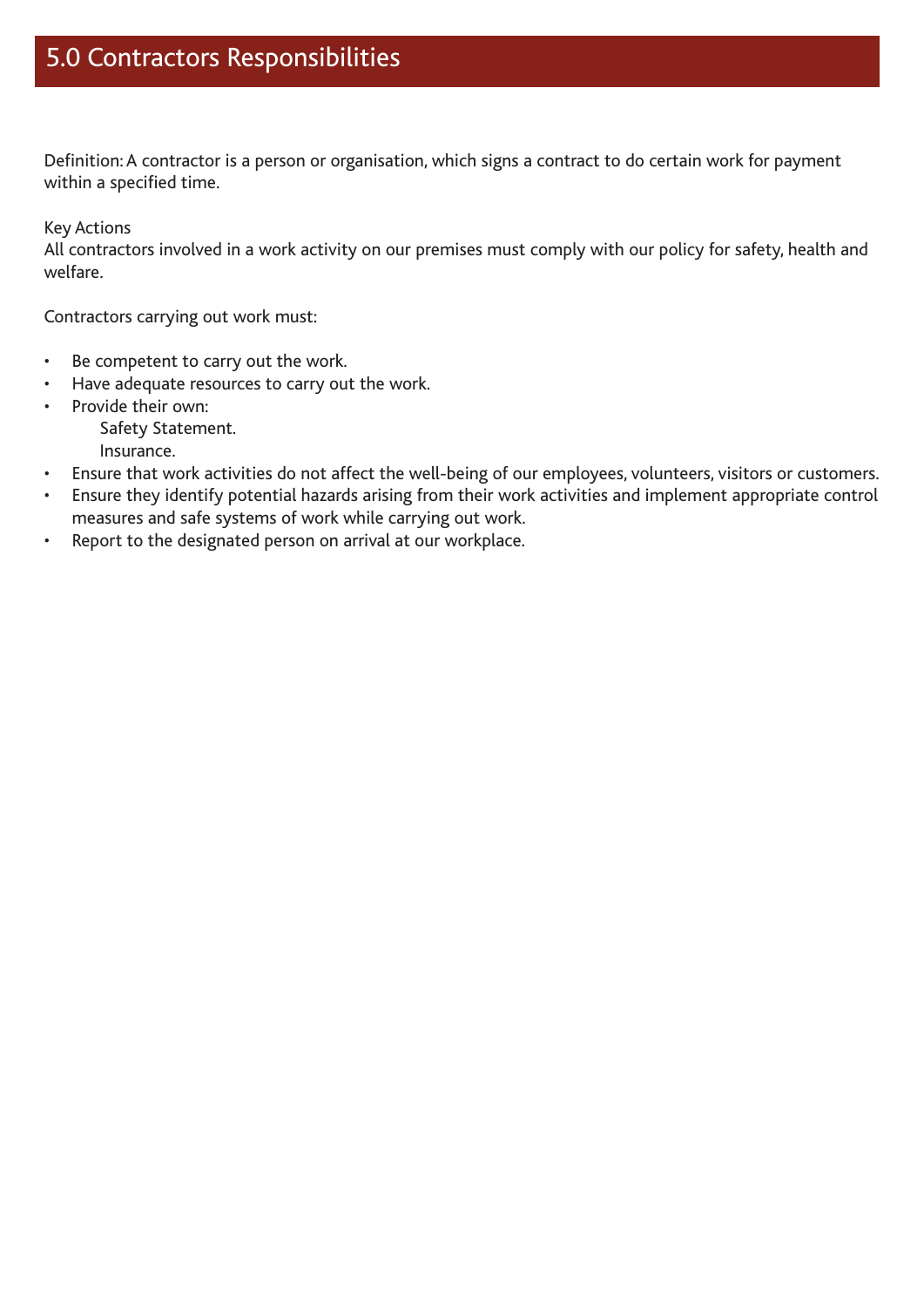# 5.0 Contractors Responsibilities

Definition: A contractor is a person or organisation, which signs a contract to do certain work for payment within a specified time.

Key Actions

All contractors involved in a work activity on our premises must comply with our policy for safety, health and welfare.

Contractors carrying out work must:

- Be competent to carry out the work.
- Have adequate resources to carry out the work.
- Provide their own:
  - Safety Statement.
  - Insurance.
- Ensure that work activities do not affect the well-being of our employees, volunteers, visitors or customers.
- Ensure they identify potential hazards arising from their work activities and implement appropriate control measures and safe systems of work while carrying out work.
- Report to the designated person on arrival at our workplace.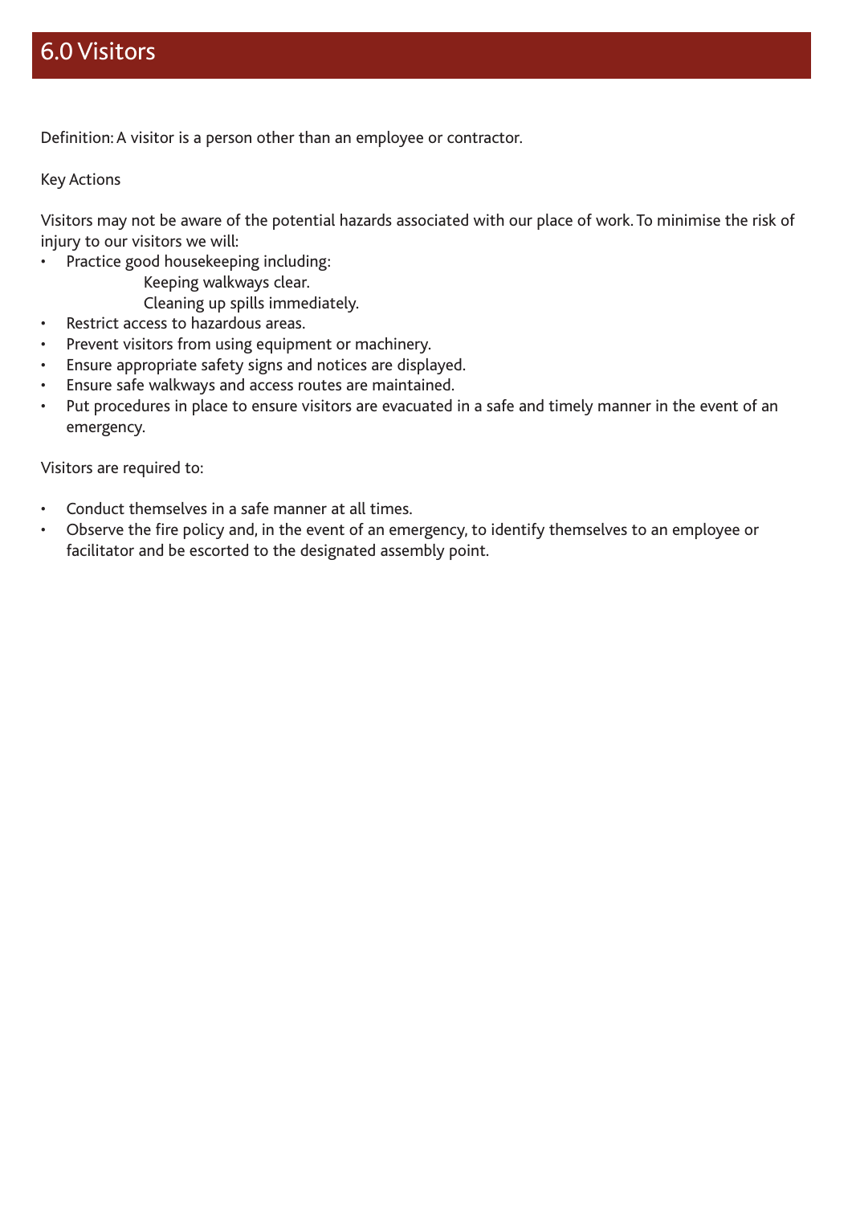# 6.0 Visitors

Definition: A visitor is a person other than an employee or contractor.

Key Actions

Visitors may not be aware of the potential hazards associated with our place of work. To minimise the risk of injury to our visitors we will:

- Practice good housekeeping including:
  - Keeping walkways clear.
  - Cleaning up spills immediately.
- Restrict access to hazardous areas.
- Prevent visitors from using equipment or machinery.
- Ensure appropriate safety signs and notices are displayed.
- Ensure safe walkways and access routes are maintained.
- Put procedures in place to ensure visitors are evacuated in a safe and timely manner in the event of an emergency.

Visitors are required to:

- Conduct themselves in a safe manner at all times.
- Observe the fire policy and, in the event of an emergency, to identify themselves to an employee or facilitator and be escorted to the designated assembly point.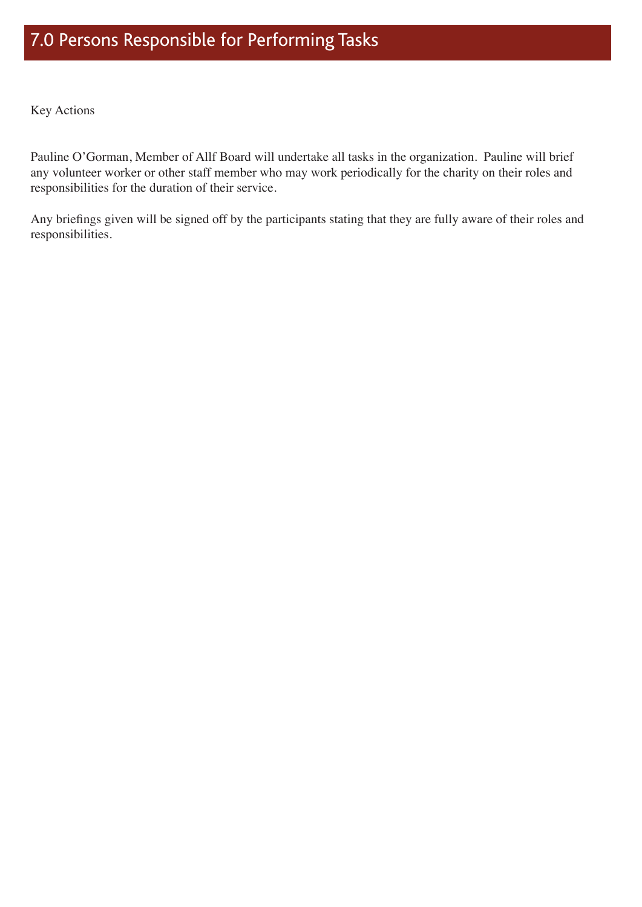# 7.0 Persons Responsible for Performing Tasks

Key Actions

Pauline O'Gorman, Member of Allf Board will undertake all tasks in the organization. Pauline will brief any volunteer worker or other staff member who may work periodically for the charity on their roles and responsibilities for the duration of their service.

Any briefings given will be signed off by the participants stating that they are fully aware of their roles and responsibilities.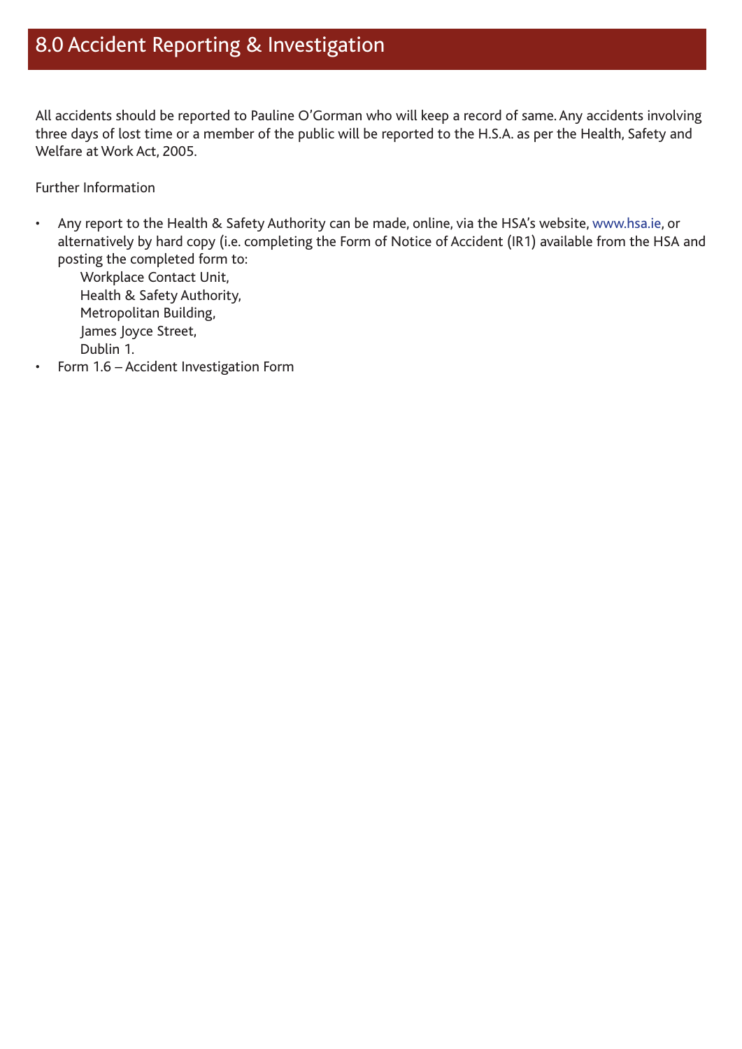# 8.0 Accident Reporting & Investigation

All accidents should be reported to Pauline O'Gorman who will keep a record of same. Any accidents involving three days of lost time or a member of the public will be reported to the H.S.A. as per the Health, Safety and Welfare at Work Act, 2005.

Further Information

- Any report to the Health & Safety Authority can be made, online, via the HSA's website, www.hsa.ie, or alternatively by hard copy (i.e. completing the Form of Notice of Accident (IR1) available from the HSA and posting the completed form to:
  
  Workplace Contact Unit,
  Health & Safety Authority,
  Metropolitan Building,
  James Joyce Street,
  Dublin 1.
- Form 1.6 – Accident Investigation Form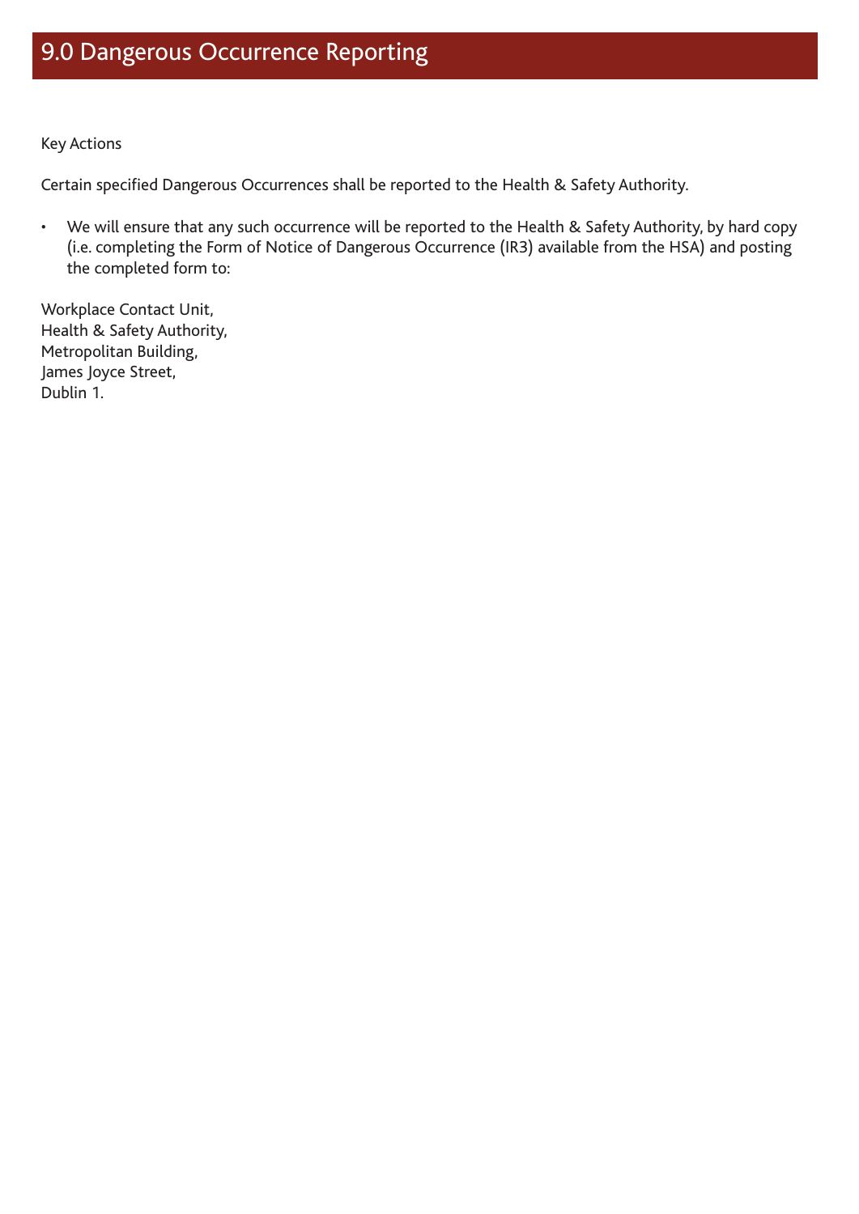# 9.0 Dangerous Occurrence Reporting

Key Actions

Certain specified Dangerous Occurrences shall be reported to the Health & Safety Authority.

- We will ensure that any such occurrence will be reported to the Health & Safety Authority, by hard copy (i.e. completing the Form of Notice of Dangerous Occurrence (IR3) available from the HSA) and posting the completed form to:

Workplace Contact Unit,
Health & Safety Authority,
Metropolitan Building,
James Joyce Street,
Dublin 1.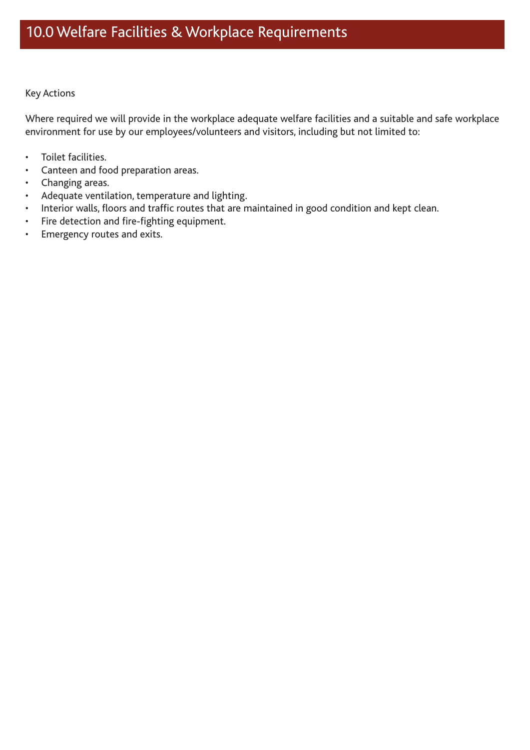# 10.0 Welfare Facilities & Workplace Requirements

Key Actions

Where required we will provide in the workplace adequate welfare facilities and a suitable and safe workplace environment for use by our employees/volunteers and visitors, including but not limited to:

- Toilet facilities.
- Canteen and food preparation areas.
- Changing areas.
- Adequate ventilation, temperature and lighting.
- Interior walls, floors and traffic routes that are maintained in good condition and kept clean.
- Fire detection and fire-fighting equipment.
- Emergency routes and exits.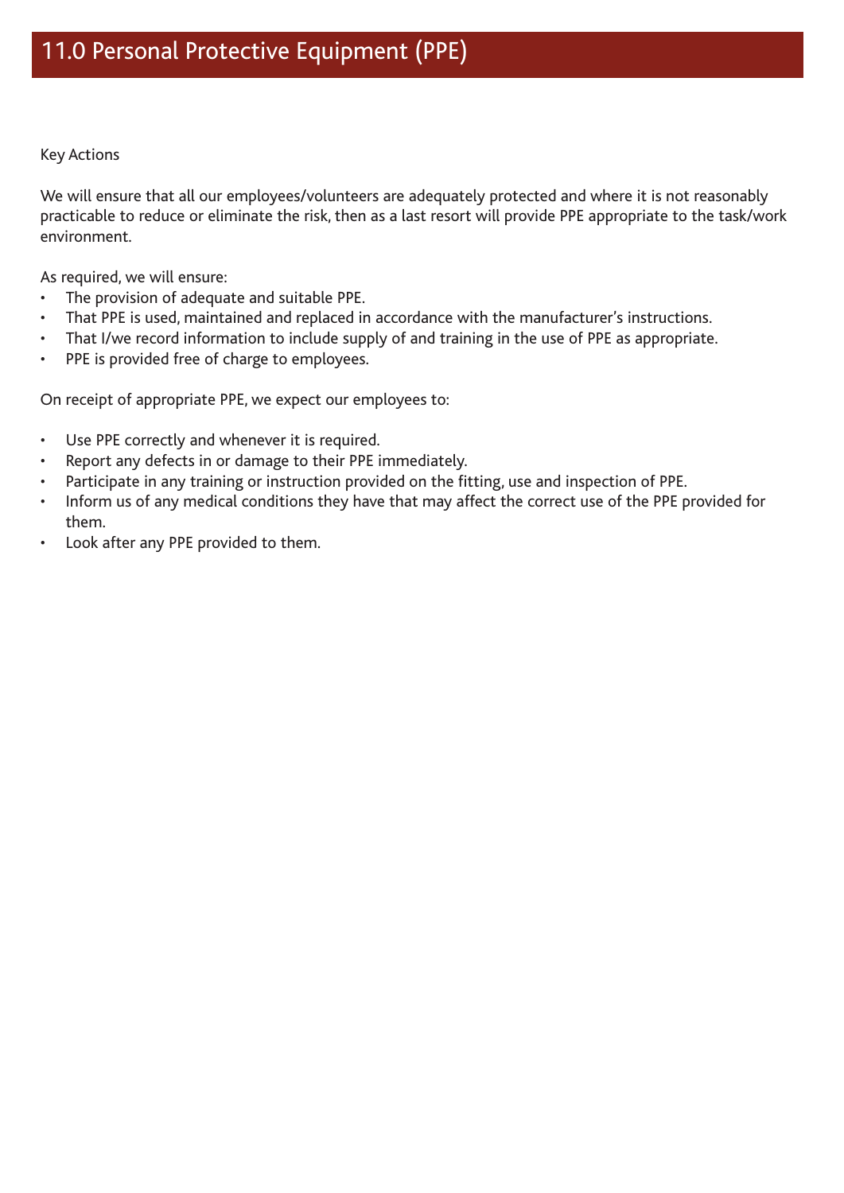# 11.0 Personal Protective Equipment (PPE)

Key Actions

We will ensure that all our employees/volunteers are adequately protected and where it is not reasonably practicable to reduce or eliminate the risk, then as a last resort will provide PPE appropriate to the task/work environment.

As required, we will ensure:

- The provision of adequate and suitable PPE.
- That PPE is used, maintained and replaced in accordance with the manufacturer's instructions.
- That I/we record information to include supply of and training in the use of PPE as appropriate.
- PPE is provided free of charge to employees.

On receipt of appropriate PPE, we expect our employees to:

- Use PPE correctly and whenever it is required.
- Report any defects in or damage to their PPE immediately.
- Participate in any training or instruction provided on the fitting, use and inspection of PPE.
- Inform us of any medical conditions they have that may affect the correct use of the PPE provided for them.
- Look after any PPE provided to them.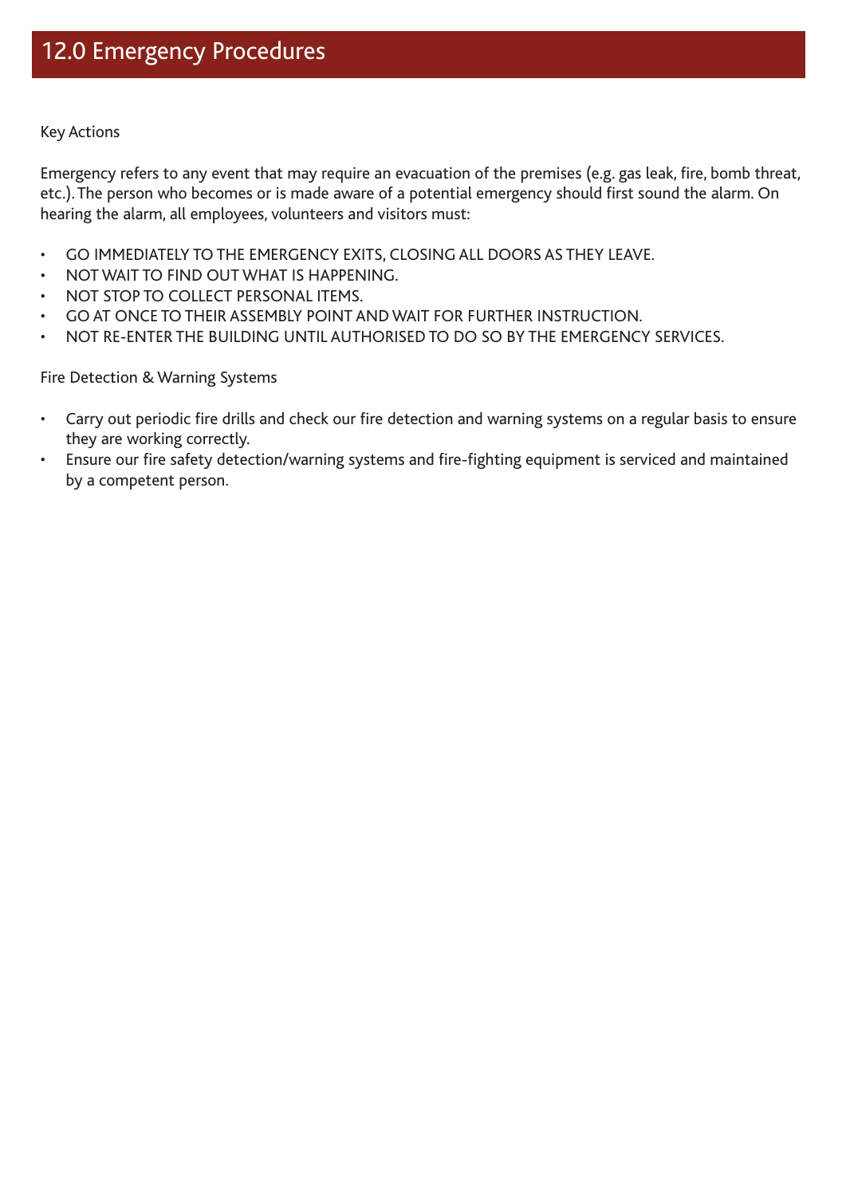# 12.0 Emergency Procedures

Key Actions

Emergency refers to any event that may require an evacuation of the premises (e.g. gas leak, fire, bomb threat, etc.). The person who becomes or is made aware of a potential emergency should first sound the alarm. On hearing the alarm, all employees, volunteers and visitors must:

- GO IMMEDIATELY TO THE EMERGENCY EXITS, CLOSING ALL DOORS AS THEY LEAVE.
- NOT WAIT TO FIND OUT WHAT IS HAPPENING.
- NOT STOP TO COLLECT PERSONAL ITEMS.
- GO AT ONCE TO THEIR ASSEMBLY POINT AND WAIT FOR FURTHER INSTRUCTION.
- NOT RE-ENTER THE BUILDING UNTIL AUTHORISED TO DO SO BY THE EMERGENCY SERVICES.

Fire Detection & Warning Systems

- Carry out periodic fire drills and check our fire detection and warning systems on a regular basis to ensure they are working correctly.
- Ensure our fire safety detection/warning systems and fire-fighting equipment is serviced and maintained by a competent person.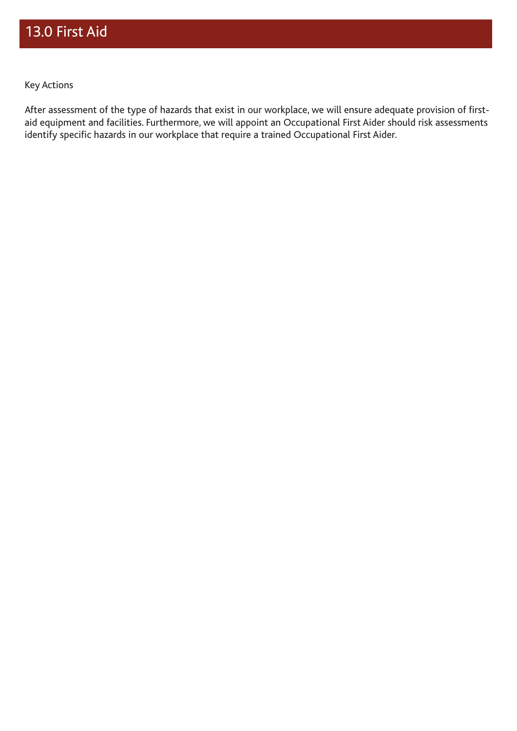# 13.0 First Aid

Key Actions

After assessment of the type of hazards that exist in our workplace, we will ensure adequate provision of first-aid equipment and facilities. Furthermore, we will appoint an Occupational First Aider should risk assessments identify specific hazards in our workplace that require a trained Occupational First Aider.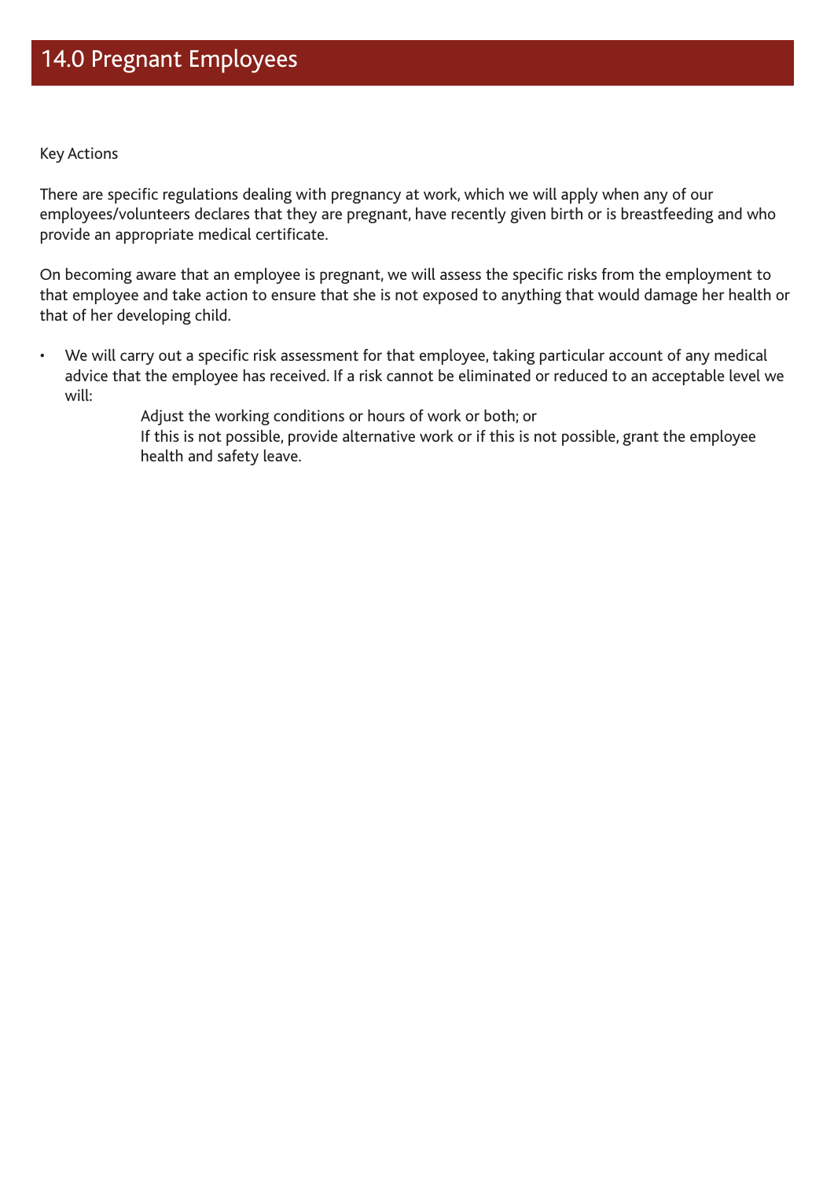# 14.0 Pregnant Employees

Key Actions

There are specific regulations dealing with pregnancy at work, which we will apply when any of our employees/volunteers declares that they are pregnant, have recently given birth or is breastfeeding and who provide an appropriate medical certificate.

On becoming aware that an employee is pregnant, we will assess the specific risks from the employment to that employee and take action to ensure that she is not exposed to anything that would damage her health or that of her developing child.

- We will carry out a specific risk assessment for that employee, taking particular account of any medical advice that the employee has received. If a risk cannot be eliminated or reduced to an acceptable level we will:
    - Adjust the working conditions or hours of work or both; or
    - If this is not possible, provide alternative work or if this is not possible, grant the employee health and safety leave.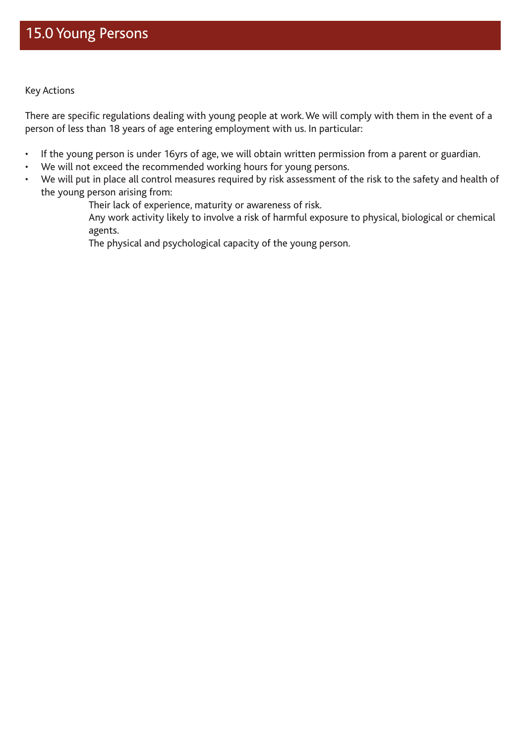# 15.0 Young Persons

Key Actions

There are specific regulations dealing with young people at work. We will comply with them in the event of a person of less than 18 years of age entering employment with us. In particular:

- If the young person is under 16yrs of age, we will obtain written permission from a parent or guardian.
- We will not exceed the recommended working hours for young persons.
- We will put in place all control measures required by risk assessment of the risk to the safety and health of the young person arising from:
    - Their lack of experience, maturity or awareness of risk.
    - Any work activity likely to involve a risk of harmful exposure to physical, biological or chemical agents.
    - The physical and psychological capacity of the young person.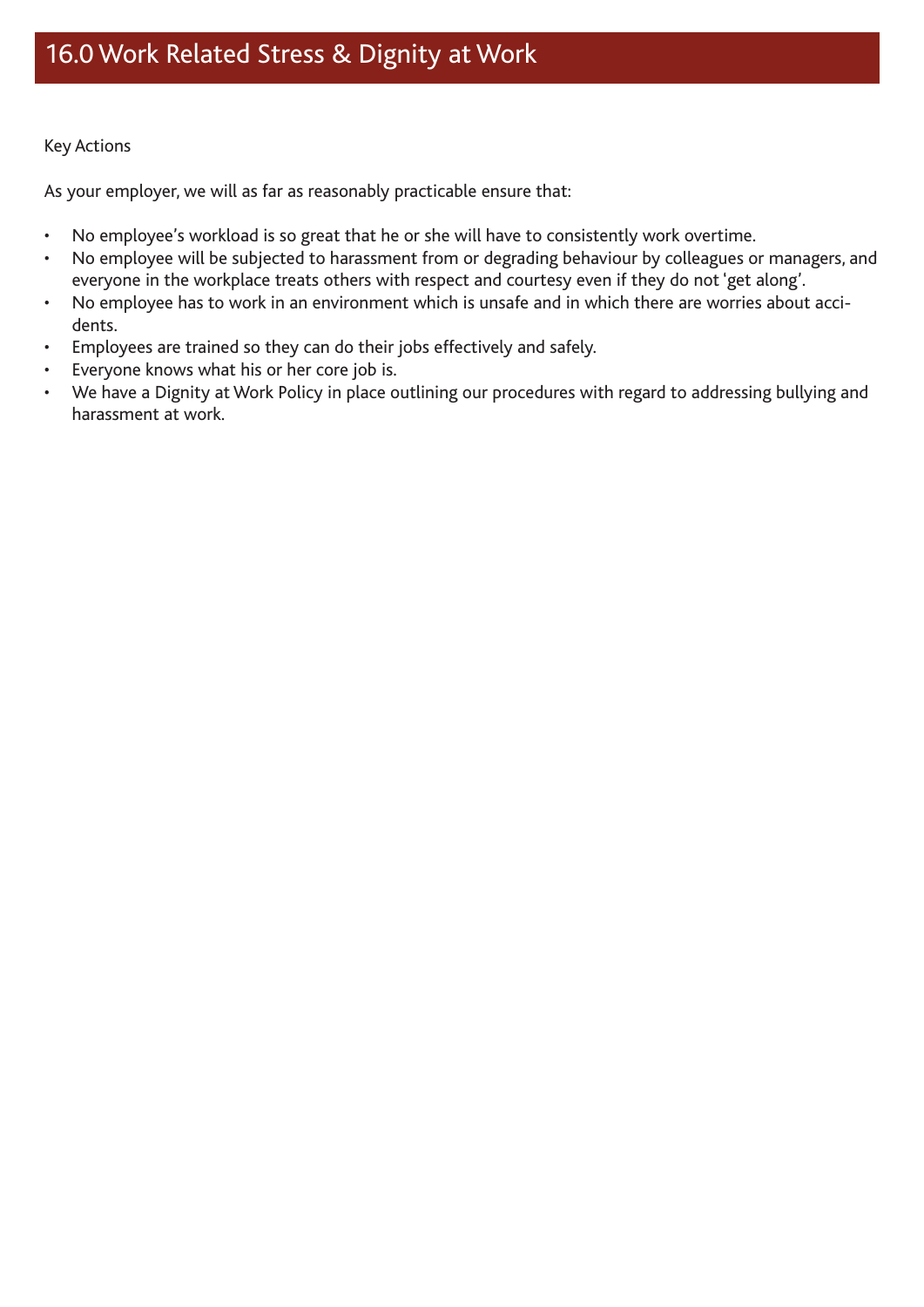# 16.0 Work Related Stress & Dignity at Work

Key Actions

As your employer, we will as far as reasonably practicable ensure that:

- No employee's workload is so great that he or she will have to consistently work overtime.
- No employee will be subjected to harassment from or degrading behaviour by colleagues or managers, and everyone in the workplace treats others with respect and courtesy even if they do not 'get along'.
- No employee has to work in an environment which is unsafe and in which there are worries about accidents.
- Employees are trained so they can do their jobs effectively and safely.
- Everyone knows what his or her core job is.
- We have a Dignity at Work Policy in place outlining our procedures with regard to addressing bullying and harassment at work.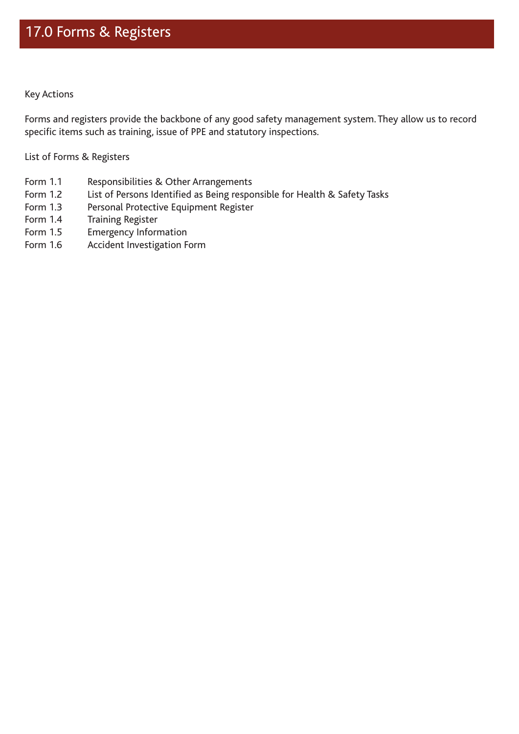# 17.0 Forms & Registers

Key Actions

Forms and registers provide the backbone of any good safety management system. They allow us to record specific items such as training, issue of PPE and statutory inspections.

List of Forms & Registers

| | |
|---|---|
| Form 1.1 | Responsibilities & Other Arrangements |
| Form 1.2 | List of Persons Identified as Being responsible for Health & Safety Tasks |
| Form 1.3 | Personal Protective Equipment Register |
| Form 1.4 | Training Register |
| Form 1.5 | Emergency Information |
| Form 1.6 | Accident Investigation Form |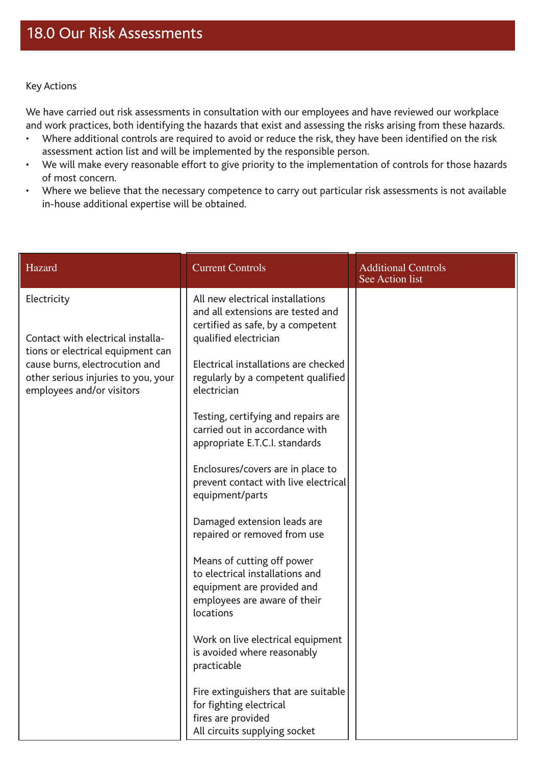# 18.0 Our Risk Assessments

Key Actions

We have carried out risk assessments in consultation with our employees and have reviewed our workplace and work practices, both identifying the hazards that exist and assessing the risks arising from these hazards.

- Where additional controls are required to avoid or reduce the risk, they have been identified on the risk assessment action list and will be implemented by the responsible person.
- We will make every reasonable effort to give priority to the implementation of controls for those hazards of most concern.
- Where we believe that the necessary competence to carry out particular risk assessments is not available in-house additional expertise will be obtained.

| Hazard | Current Controls | Additional Controls See Action list |
|---|---|---|
| Electricity<br><br>Contact with electrical installations or electrical equipment can cause burns, electrocution and other serious injuries to you, your employees and/or visitors | All new electrical installations and all extensions are tested and certified as safe, by a competent qualified electrician<br><br>Electrical installations are checked regularly by a competent qualified electrician<br><br>Testing, certifying and repairs are carried out in accordance with appropriate E.T.C.I. standards<br><br>Enclosures/covers are in place to prevent contact with live electrical equipment/parts<br><br>Damaged extension leads are repaired or removed from use<br><br>Means of cutting off power to electrical installations and equipment are provided and employees are aware of their locations<br><br>Work on live electrical equipment is avoided where reasonably practicable<br><br>Fire extinguishers that are suitable for fighting electrical fires are provided<br>All circuits supplying socket | |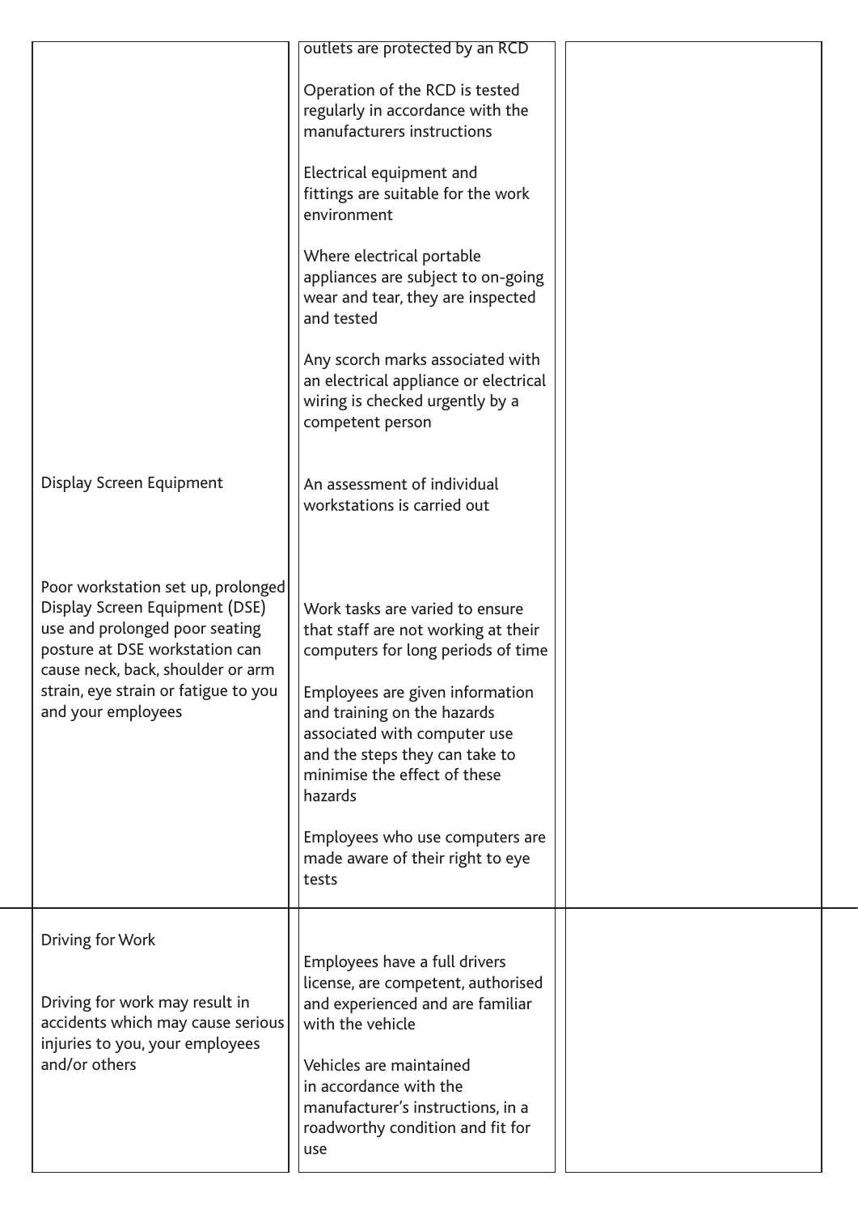| | | |
|---|---|---|
| | outlets are protected by an RCD<br><br>Operation of the RCD is tested regularly in accordance with the manufacturers instructions<br><br>Electrical equipment and fittings are suitable for the work environment<br><br>Where electrical portable appliances are subject to on-going wear and tear, they are inspected and tested<br><br>Any scorch marks associated with an electrical appliance or electrical wiring is checked urgently by a competent person | |
| Display Screen Equipment<br><br>Poor workstation set up, prolonged Display Screen Equipment (DSE) use and prolonged poor seating posture at DSE workstation can cause neck, back, shoulder or arm strain, eye strain or fatigue to you and your employees | An assessment of individual workstations is carried out<br><br>Work tasks are varied to ensure that staff are not working at their computers for long periods of time<br><br>Employees are given information and training on the hazards associated with computer use and the steps they can take to minimise the effect of these hazards<br><br>Employees who use computers are made aware of their right to eye tests | |
| Driving for Work<br><br>Driving for work may result in accidents which may cause serious injuries to you, your employees and/or others | Employees have a full drivers license, are competent, authorised and experienced and are familiar with the vehicle<br><br>Vehicles are maintained in accordance with the manufacturer's instructions, in a roadworthy condition and fit for use | |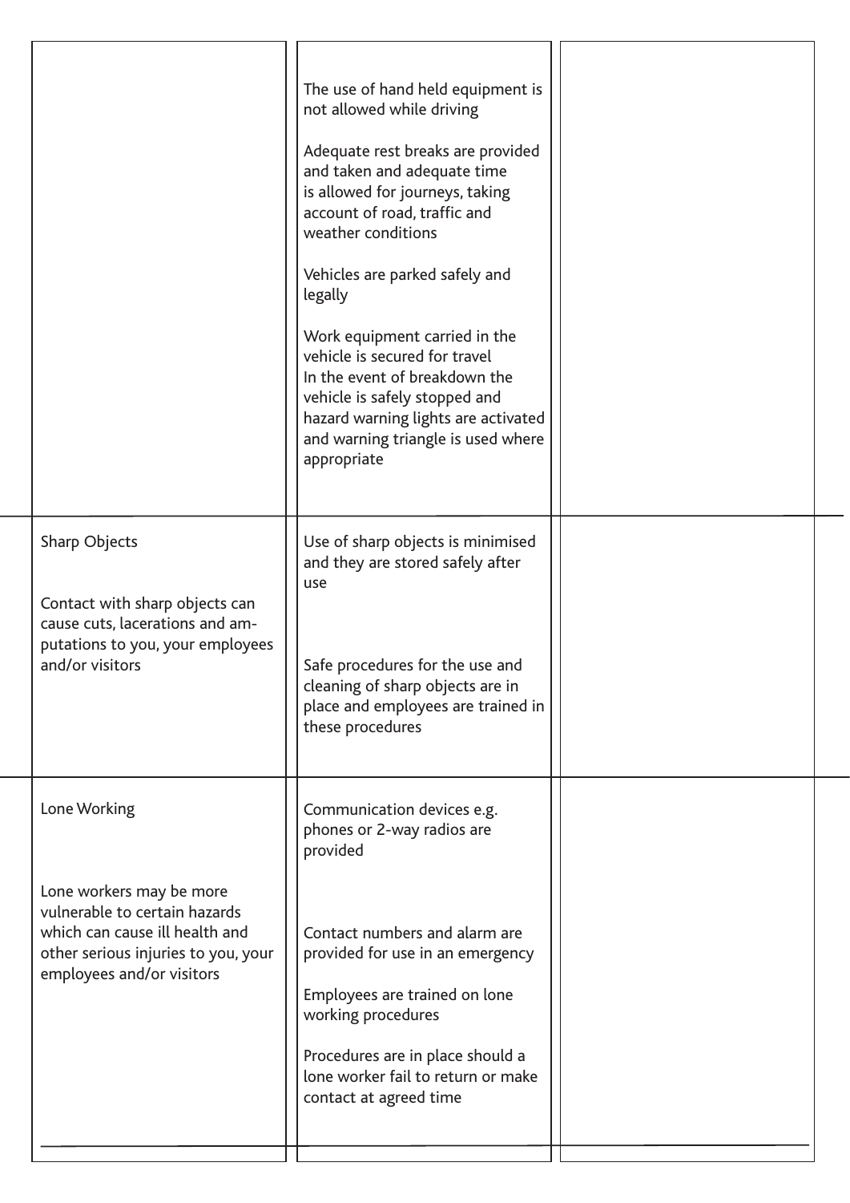| | | |
|---|---|---|
| | The use of hand held equipment is not allowed while driving<br><br>Adequate rest breaks are provided and taken and adequate time is allowed for journeys, taking account of road, traffic and weather conditions<br><br>Vehicles are parked safely and legally<br><br>Work equipment carried in the vehicle is secured for travel<br>In the event of breakdown the vehicle is safely stopped and hazard warning lights are activated and warning triangle is used where appropriate | |
| Sharp Objects<br><br>Contact with sharp objects can cause cuts, lacerations and amputations to you, your employees and/or visitors | Use of sharp objects is minimised and they are stored safely after use<br><br>Safe procedures for the use and cleaning of sharp objects are in place and employees are trained in these procedures | |
| Lone Working<br><br>Lone workers may be more vulnerable to certain hazards which can cause ill health and other serious injuries to you, your employees and/or visitors | Communication devices e.g. phones or 2-way radios are provided<br><br>Contact numbers and alarm are provided for use in an emergency<br><br>Employees are trained on lone working procedures<br><br>Procedures are in place should a lone worker fail to return or make contact at agreed time | |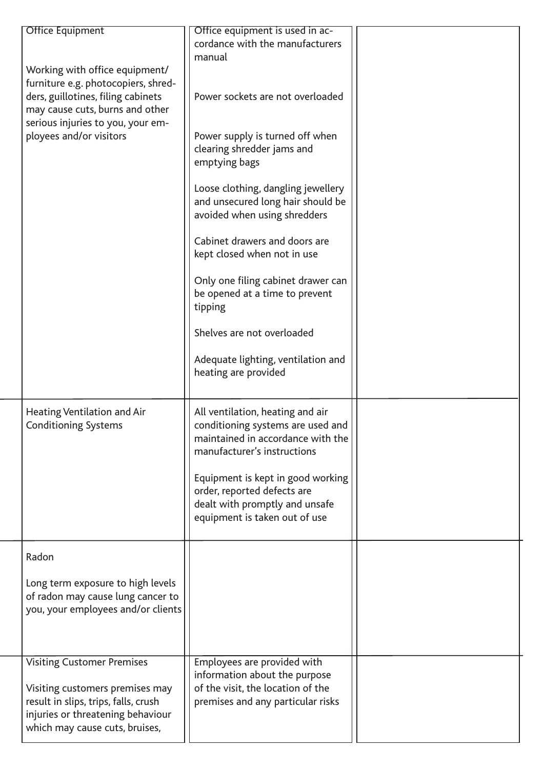| | | |
|---|---|---|
| Office Equipment<br><br>Working with office equipment/ furniture e.g. photocopiers, shredders, guillotines, filing cabinets may cause cuts, burns and other serious injuries to you, your employees and/or visitors | Office equipment is used in accordance with the manufacturers manual<br><br>Power sockets are not overloaded<br><br>Power supply is turned off when clearing shredder jams and emptying bags<br><br>Loose clothing, dangling jewellery and unsecured long hair should be avoided when using shredders<br><br>Cabinet drawers and doors are kept closed when not in use<br><br>Only one filing cabinet drawer can be opened at a time to prevent tipping<br><br>Shelves are not overloaded<br><br>Adequate lighting, ventilation and heating are provided | |
| Heating Ventilation and Air Conditioning Systems | All ventilation, heating and air conditioning systems are used and maintained in accordance with the manufacturer's instructions<br><br>Equipment is kept in good working order, reported defects are dealt with promptly and unsafe equipment is taken out of use | |
| Radon<br><br>Long term exposure to high levels of radon may cause lung cancer to you, your employees and/or clients | | |
| Visiting Customer Premises<br><br>Visiting customers premises may result in slips, trips, falls, crush injuries or threatening behaviour which may cause cuts, bruises, | Employees are provided with information about the purpose of the visit, the location of the premises and any particular risks | |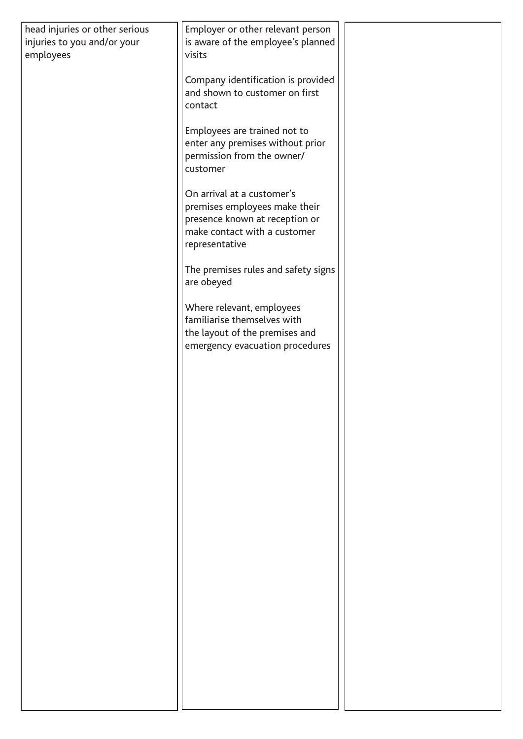| | | |
|---|---|---|
| head injuries or other serious injuries to you and/or your employees | Employer or other relevant person is aware of the employee's planned visits<br><br>Company identification is provided and shown to customer on first contact<br><br>Employees are trained not to enter any premises without prior permission from the owner/customer<br><br>On arrival at a customer's premises employees make their presence known at reception or make contact with a customer representative<br><br>The premises rules and safety signs are obeyed<br><br>Where relevant, employees familiarise themselves with the layout of the premises and emergency evacuation procedures | |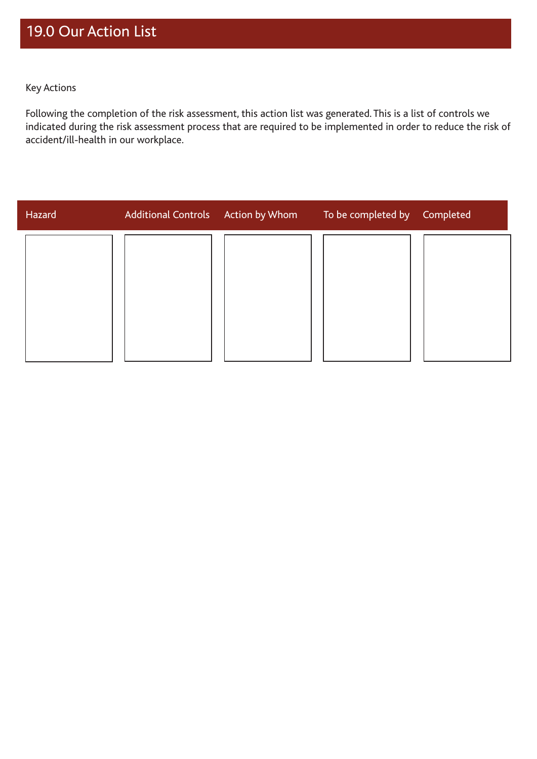# 19.0 Our Action List

Key Actions

Following the completion of the risk assessment, this action list was generated. This is a list of controls we indicated during the risk assessment process that are required to be implemented in order to reduce the risk of accident/ill-health in our workplace.

| Hazard | Additional Controls | Action by Whom | To be completed by | Completed |
|---|---|---|---|---|
| | | | | |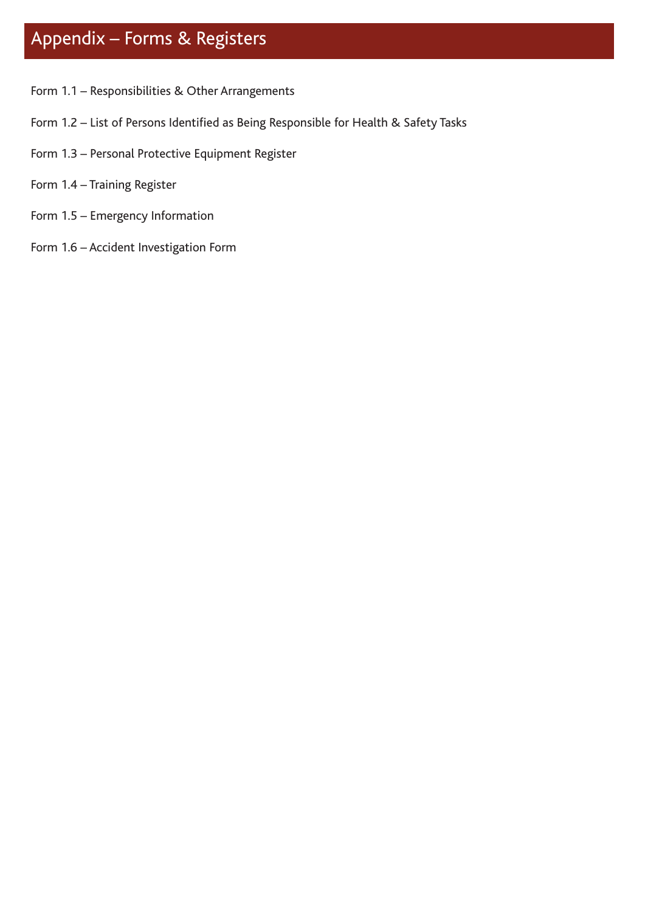# Appendix – Forms & Registers

Form 1.1 – Responsibilities & Other Arrangements

Form 1.2 – List of Persons Identified as Being Responsible for Health & Safety Tasks

Form 1.3 – Personal Protective Equipment Register

Form 1.4 – Training Register

Form 1.5 – Emergency Information

Form 1.6 – Accident Investigation Form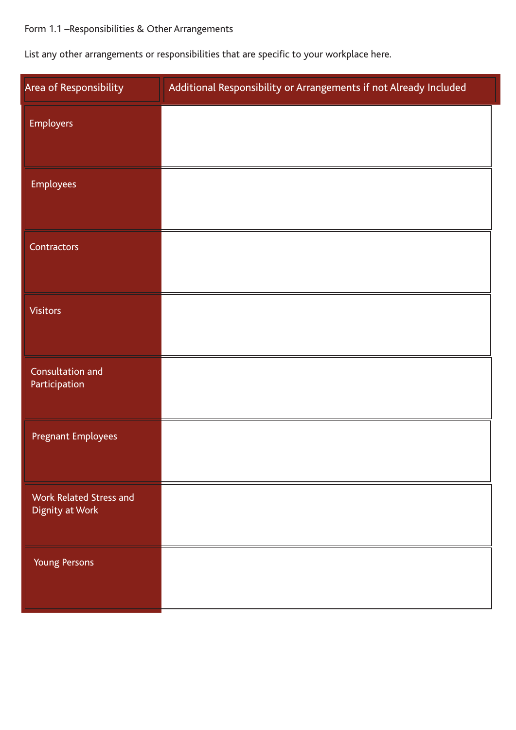Form 1.1 –Responsibilities & Other Arrangements

List any other arrangements or responsibilities that are specific to your workplace here.

| Area of Responsibility | Additional Responsibility or Arrangements if not Already Included |
|---|---|
| Employers | |
| Employees | |
| Contractors | |
| Visitors | |
| Consultation and Participation | |
| Pregnant Employees | |
| Work Related Stress and Dignity at Work | |
| Young Persons | |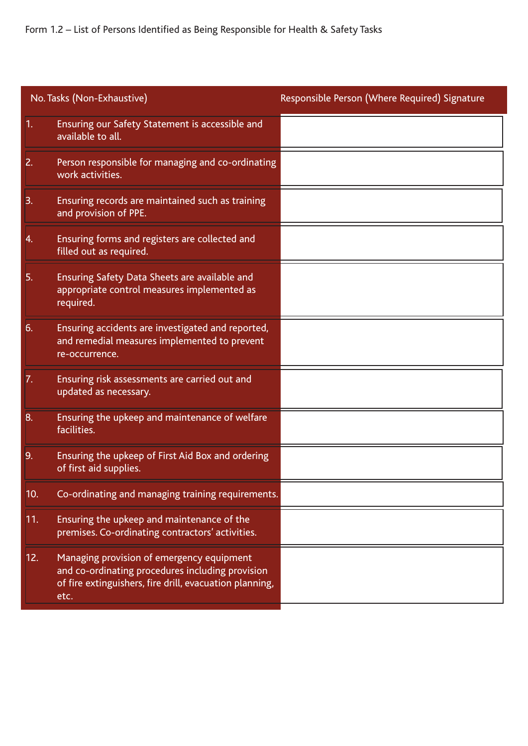Form 1.2 – List of Persons Identified as Being Responsible for Health & Safety Tasks

| No. | Tasks (Non-Exhaustive) | Responsible Person (Where Required) Signature |
|---|---|---|
| 1. | Ensuring our Safety Statement is accessible and available to all. | |
| 2. | Person responsible for managing and co-ordinating work activities. | |
| 3. | Ensuring records are maintained such as training and provision of PPE. | |
| 4. | Ensuring forms and registers are collected and filled out as required. | |
| 5. | Ensuring Safety Data Sheets are available and appropriate control measures implemented as required. | |
| 6. | Ensuring accidents are investigated and reported, and remedial measures implemented to prevent re-occurrence. | |
| 7. | Ensuring risk assessments are carried out and updated as necessary. | |
| 8. | Ensuring the upkeep and maintenance of welfare facilities. | |
| 9. | Ensuring the upkeep of First Aid Box and ordering of first aid supplies. | |
| 10. | Co-ordinating and managing training requirements. | |
| 11. | Ensuring the upkeep and maintenance of the premises. Co-ordinating contractors' activities. | |
| 12. | Managing provision of emergency equipment and co-ordinating procedures including provision of fire extinguishers, fire drill, evacuation planning, etc. | |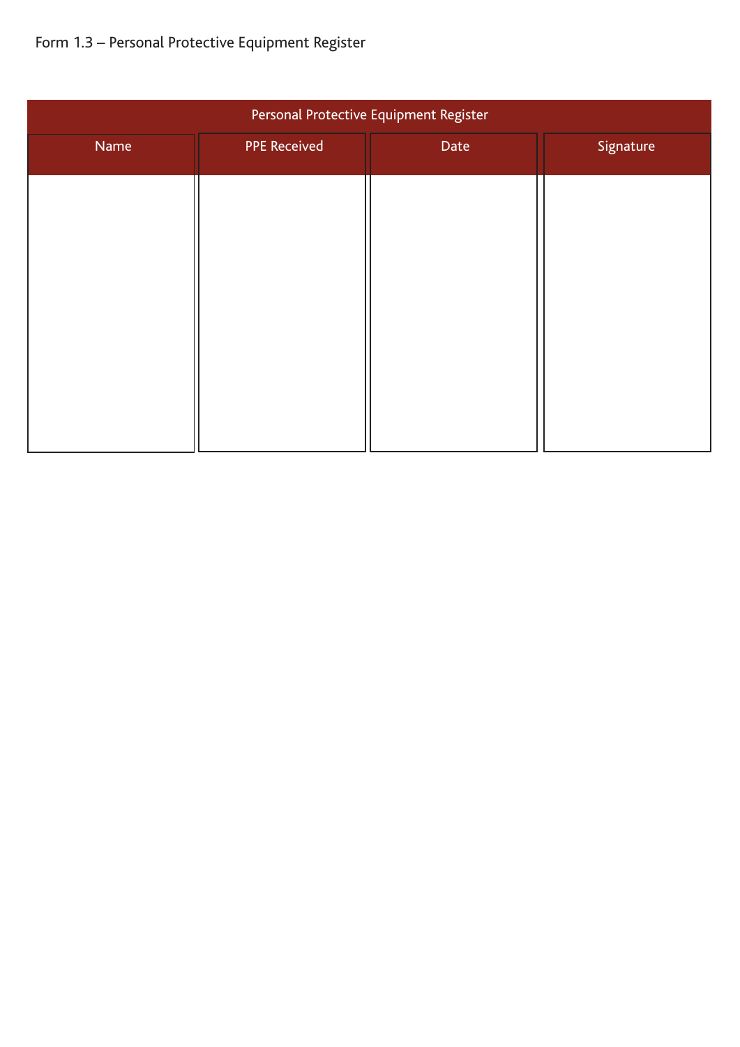Form 1.3 – Personal Protective Equipment Register

| Personal Protective Equipment Register | | | |
|---|---|---|---|
| Name | PPE Received | Date | Signature |
| | | | |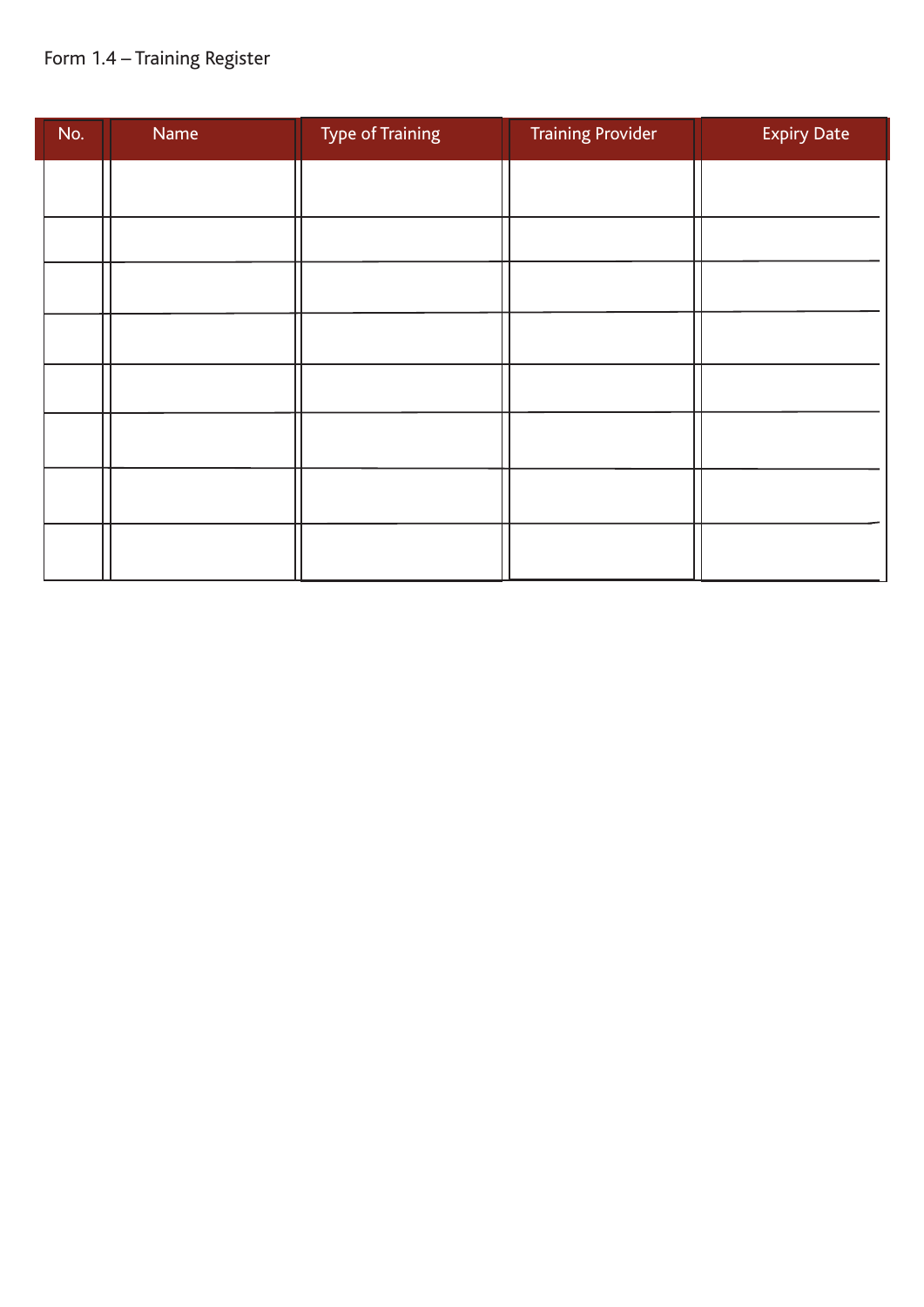Form 1.4 – Training Register

| No. | Name | Type of Training | Training Provider | Expiry Date |
|---|---|---|---|---|
| | | | | |
| | | | | |
| | | | | |
| | | | | |
| | | | | |
| | | | | |
| | | | | |
| | | | | |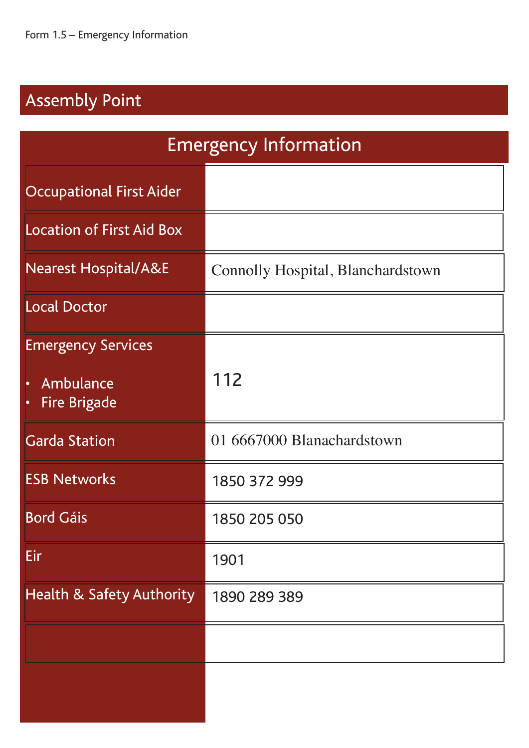Form 1.5 – Emergency Information

## Assembly Point

## Emergency Information

| Emergency Information | |
|---|---|
| Occupational First Aider | |
| Location of First Aid Box | |
| Nearest Hospital/A&E | Connolly Hospital, Blanchardstown |
| Local Doctor | |
| Emergency Services<br>• Ambulance<br>• Fire Brigade | 112 |
| Garda Station | 01 6667000 Blanachardstown |
| ESB Networks | 1850 372 999 |
| Bord Gáis | 1850 205 050 |
| Eir | 1901 |
| Health & Safety Authority | 1890 289 389 |
| | |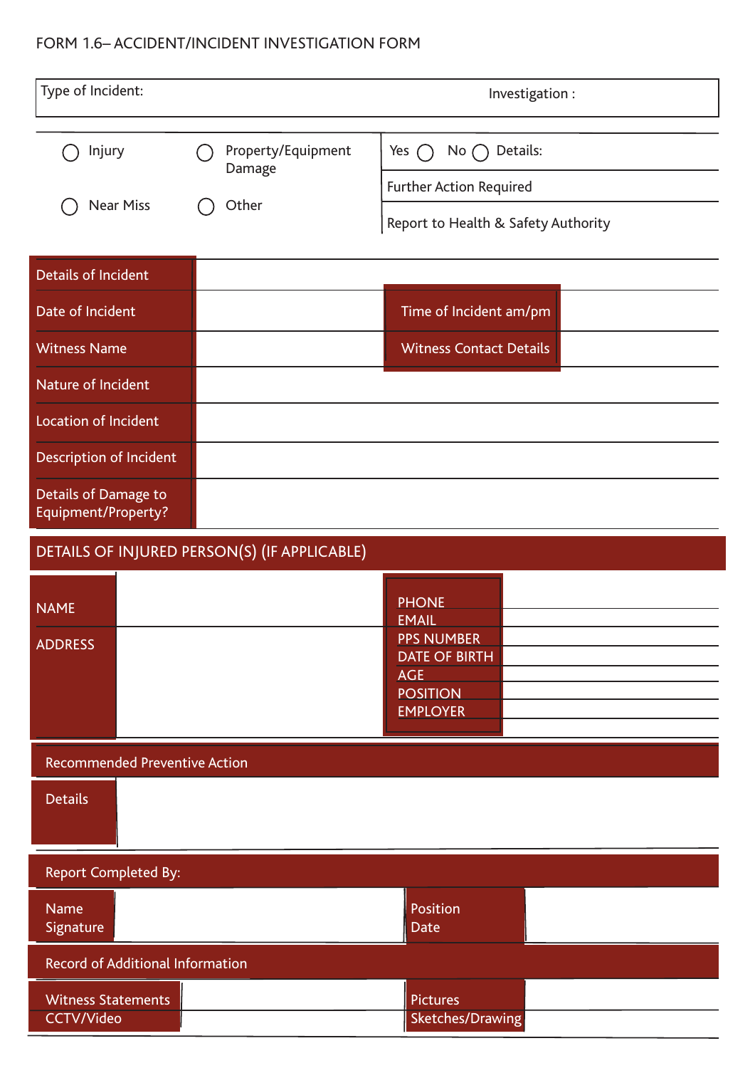FORM 1.6– ACCIDENT/INCIDENT INVESTIGATION FORM

| Type of Incident: | | Investigation : |
|---|---|---|
| ◯ Injury | ◯ Property/Equipment Damage | Yes ◯ No ◯ Details: |
| | | Further Action Required |
| ◯ Near Miss | ◯ Other | Report to Health & Safety Authority |

| | | | |
|---|---|---|---|
| Details of Incident | | | |
| Date of Incident | | Time of Incident am/pm | |
| Witness Name | | Witness Contact Details | |
| Nature of Incident | | | |
| Location of Incident | | | |
| Description of Incident | | | |
| Details of Damage to Equipment/Property? | | | |

## DETAILS OF INJURED PERSON(S) (IF APPLICABLE)

| | | | |
|---|---|---|---|
| NAME | | PHONE | |
| | | EMAIL | |
| ADDRESS | | PPS NUMBER | |
| | | DATE OF BIRTH | |
| | | AGE | |
| | | POSITION | |
| | | EMPLOYER | |

## Recommended Preventive Action

| | |
|---|---|
| Details | |

## Report Completed By:

| | | | |
|---|---|---|---|
| Name | | Position | |
| Signature | | Date | |

## Record of Additional Information

| | | | |
|---|---|---|---|
| Witness Statements | | Pictures | |
| CCTV/Video | | Sketches/Drawing | |